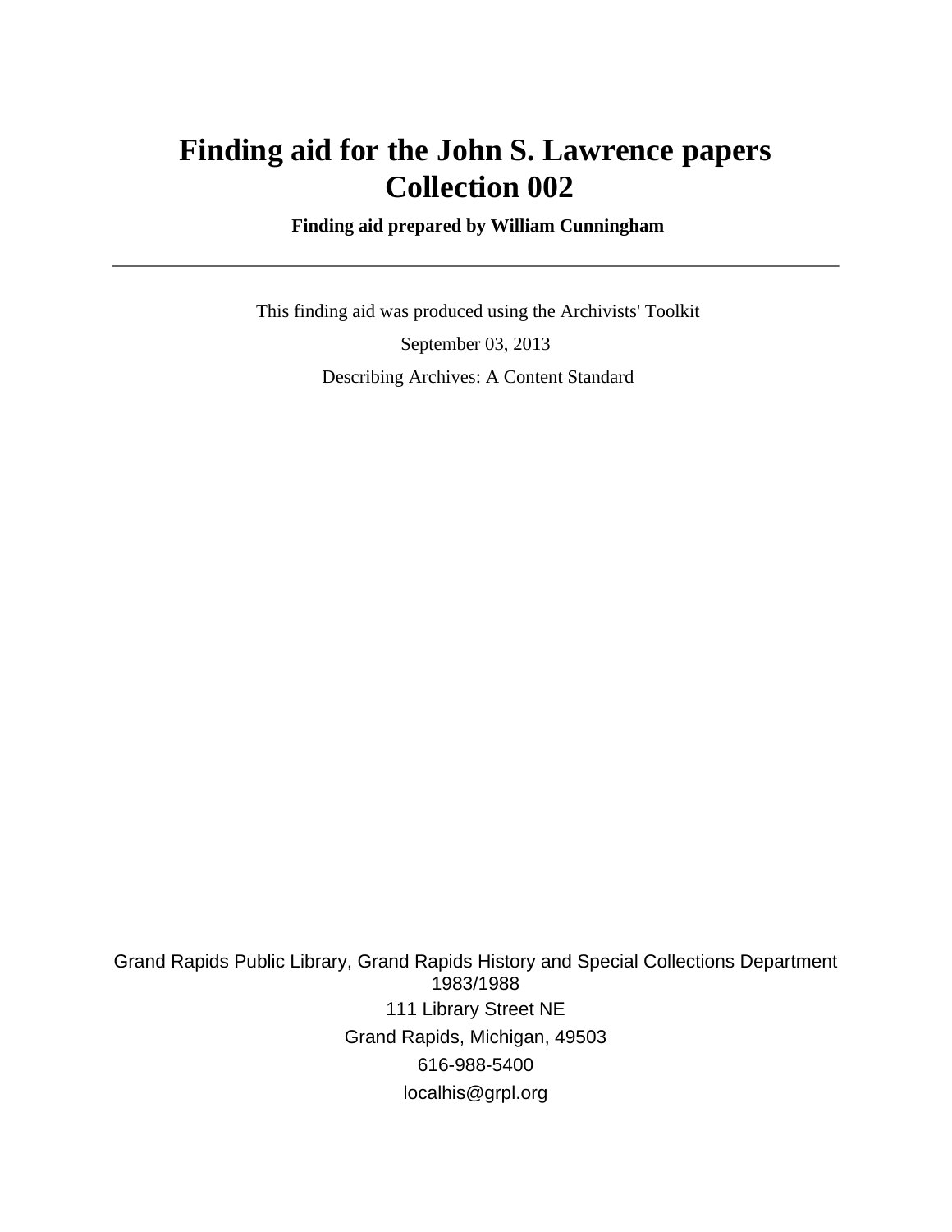# Finding aid for the John S. Lawrence papers Collection 002

**Finding aid prepared by William Cunningham**

---

This finding aid was produced using the Archivists' Toolkit

September 03, 2013

Describing Archives: A Content Standard

Grand Rapids Public Library, Grand Rapids History and Special Collections Department
1983/1988
111 Library Street NE
Grand Rapids, Michigan, 49503
616-988-5400
localhis@grpl.org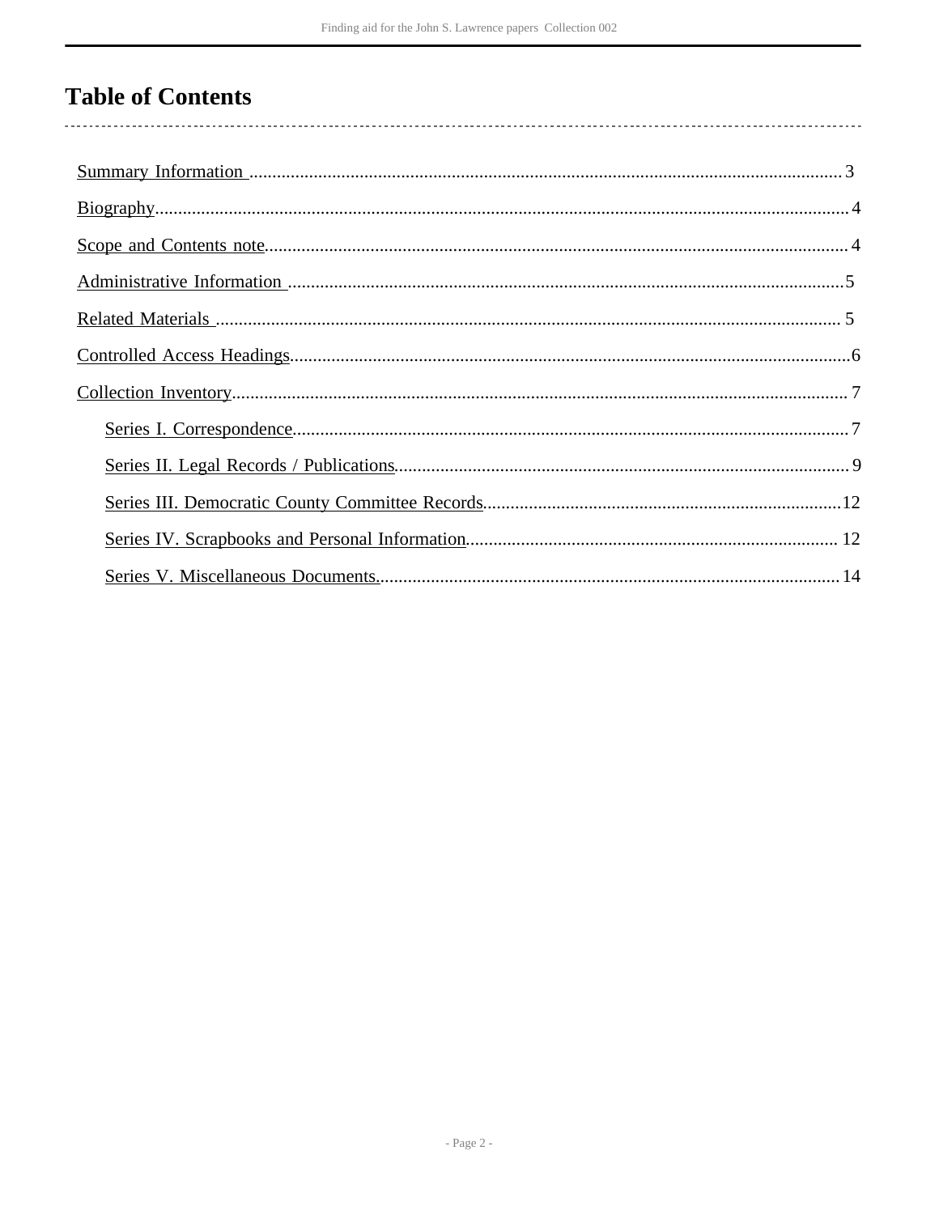# Table of Contents

- Summary Information ....... 3
- Biography ....... 4
- Scope and Contents note ....... 4
- Administrative Information ....... 5
- Related Materials ....... 5
- Controlled Access Headings ....... 6
- Collection Inventory ....... 7
  - Series I. Correspondence ....... 7
  - Series II. Legal Records / Publications ....... 9
  - Series III. Democratic County Committee Records ....... 12
  - Series IV. Scrapbooks and Personal Information ....... 12
  - Series V. Miscellaneous Documents. ....... 14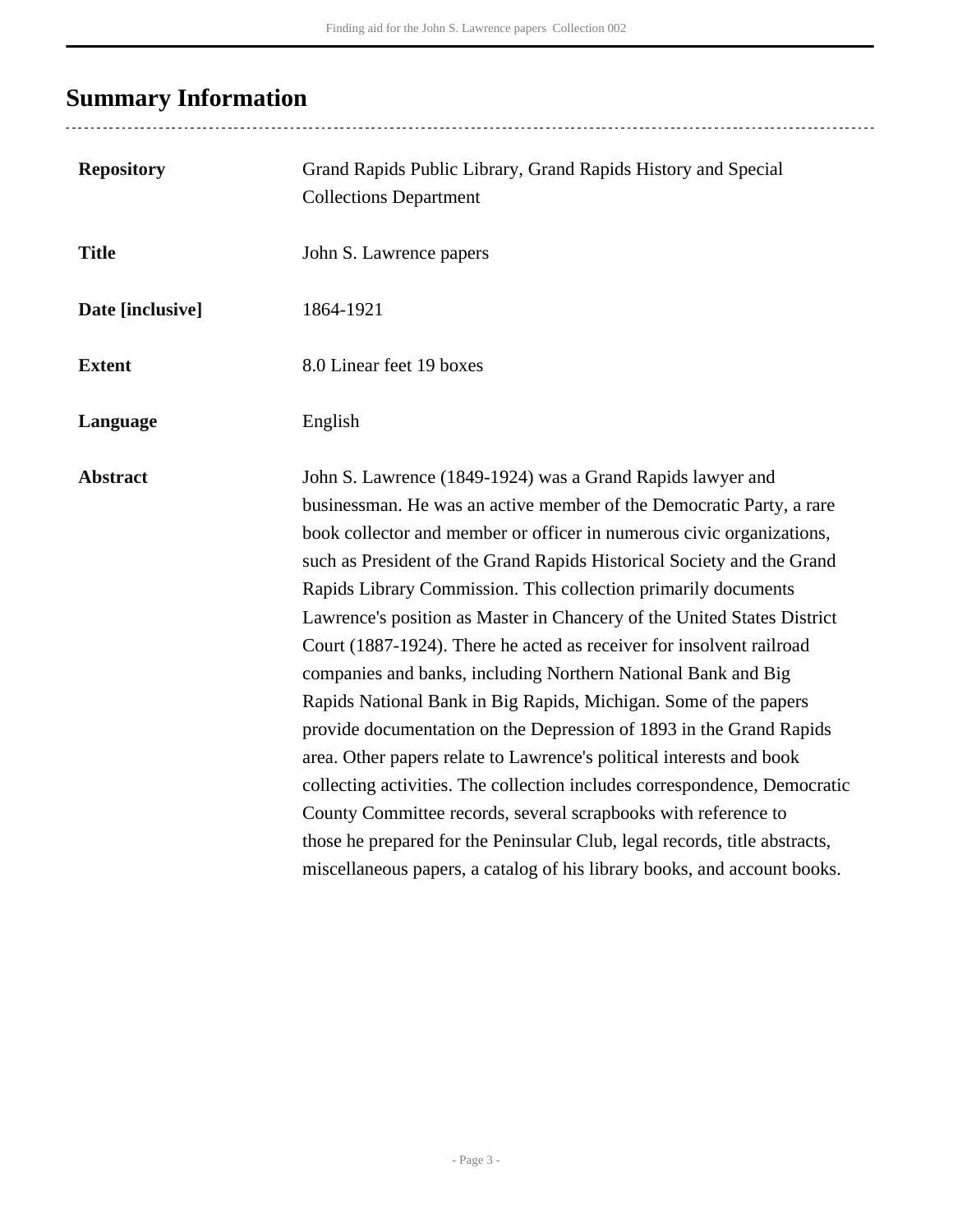## Summary Information

| | |
|---|---|
| **Repository** | Grand Rapids Public Library, Grand Rapids History and Special Collections Department |
| **Title** | John S. Lawrence papers |
| **Date [inclusive]** | 1864-1921 |
| **Extent** | 8.0 Linear feet 19 boxes |
| **Language** | English |
| **Abstract** | John S. Lawrence (1849-1924) was a Grand Rapids lawyer and businessman. He was an active member of the Democratic Party, a rare book collector and member or officer in numerous civic organizations, such as President of the Grand Rapids Historical Society and the Grand Rapids Library Commission. This collection primarily documents Lawrence's position as Master in Chancery of the United States District Court (1887-1924). There he acted as receiver for insolvent railroad companies and banks, including Northern National Bank and Big Rapids National Bank in Big Rapids, Michigan. Some of the papers provide documentation on the Depression of 1893 in the Grand Rapids area. Other papers relate to Lawrence's political interests and book collecting activities. The collection includes correspondence, Democratic County Committee records, several scrapbooks with reference to those he prepared for the Peninsular Club, legal records, title abstracts, miscellaneous papers, a catalog of his library books, and account books. |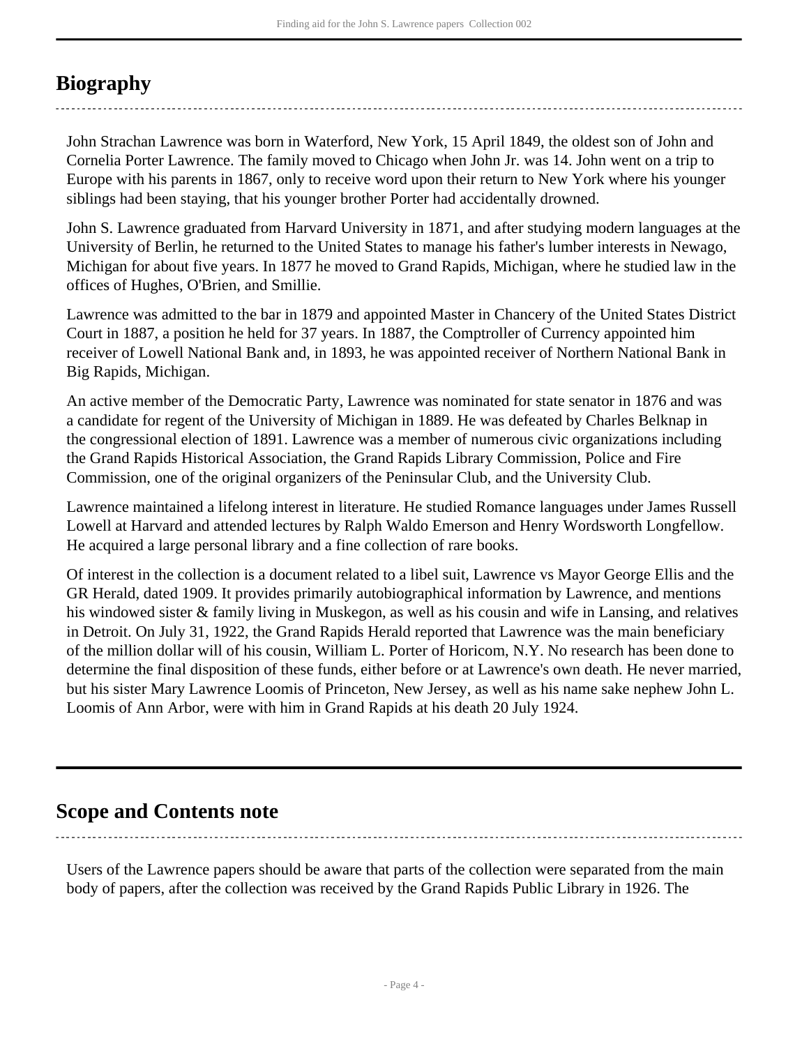## Biography

John Strachan Lawrence was born in Waterford, New York, 15 April 1849, the oldest son of John and Cornelia Porter Lawrence. The family moved to Chicago when John Jr. was 14. John went on a trip to Europe with his parents in 1867, only to receive word upon their return to New York where his younger siblings had been staying, that his younger brother Porter had accidentally drowned.

John S. Lawrence graduated from Harvard University in 1871, and after studying modern languages at the University of Berlin, he returned to the United States to manage his father's lumber interests in Newago, Michigan for about five years. In 1877 he moved to Grand Rapids, Michigan, where he studied law in the offices of Hughes, O'Brien, and Smillie.

Lawrence was admitted to the bar in 1879 and appointed Master in Chancery of the United States District Court in 1887, a position he held for 37 years. In 1887, the Comptroller of Currency appointed him receiver of Lowell National Bank and, in 1893, he was appointed receiver of Northern National Bank in Big Rapids, Michigan.

An active member of the Democratic Party, Lawrence was nominated for state senator in 1876 and was a candidate for regent of the University of Michigan in 1889. He was defeated by Charles Belknap in the congressional election of 1891. Lawrence was a member of numerous civic organizations including the Grand Rapids Historical Association, the Grand Rapids Library Commission, Police and Fire Commission, one of the original organizers of the Peninsular Club, and the University Club.

Lawrence maintained a lifelong interest in literature. He studied Romance languages under James Russell Lowell at Harvard and attended lectures by Ralph Waldo Emerson and Henry Wordsworth Longfellow. He acquired a large personal library and a fine collection of rare books.

Of interest in the collection is a document related to a libel suit, Lawrence vs Mayor George Ellis and the GR Herald, dated 1909. It provides primarily autobiographical information by Lawrence, and mentions his windowed sister & family living in Muskegon, as well as his cousin and wife in Lansing, and relatives in Detroit. On July 31, 1922, the Grand Rapids Herald reported that Lawrence was the main beneficiary of the million dollar will of his cousin, William L. Porter of Horicom, N.Y. No research has been done to determine the final disposition of these funds, either before or at Lawrence's own death. He never married, but his sister Mary Lawrence Loomis of Princeton, New Jersey, as well as his name sake nephew John L. Loomis of Ann Arbor, were with him in Grand Rapids at his death 20 July 1924.

## Scope and Contents note

Users of the Lawrence papers should be aware that parts of the collection were separated from the main body of papers, after the collection was received by the Grand Rapids Public Library in 1926. The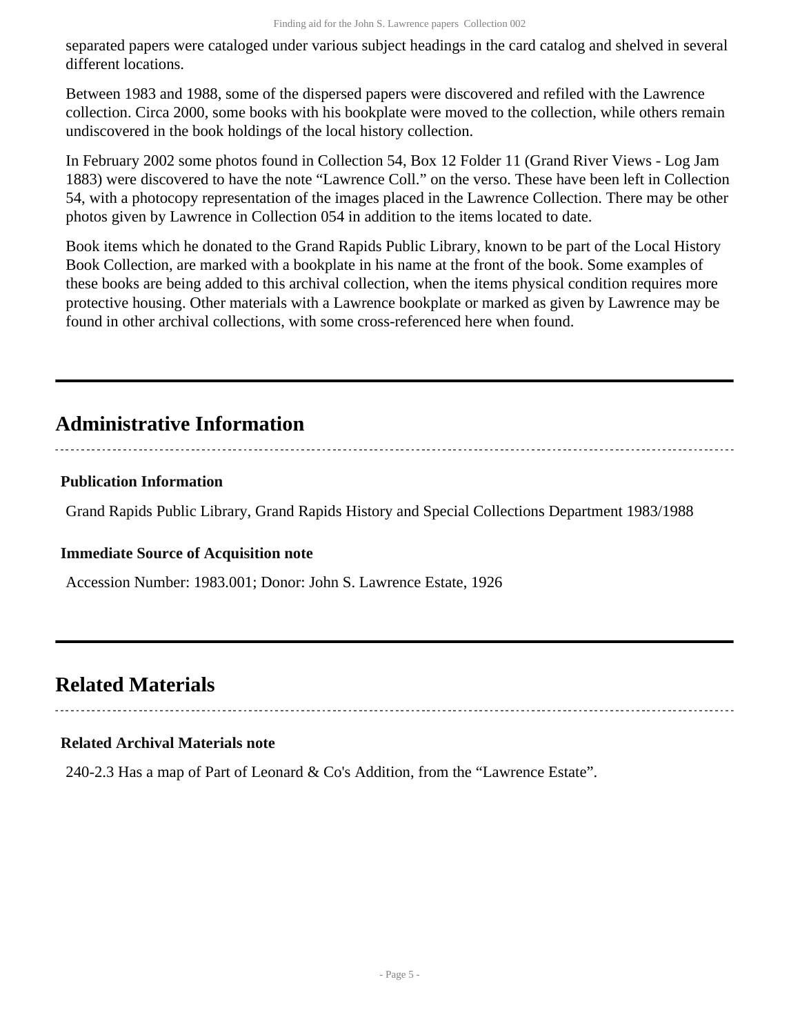separated papers were cataloged under various subject headings in the card catalog and shelved in several different locations.

Between 1983 and 1988, some of the dispersed papers were discovered and refiled with the Lawrence collection. Circa 2000, some books with his bookplate were moved to the collection, while others remain undiscovered in the book holdings of the local history collection.

In February 2002 some photos found in Collection 54, Box 12 Folder 11 (Grand River Views - Log Jam 1883) were discovered to have the note “Lawrence Coll.” on the verso. These have been left in Collection 54, with a photocopy representation of the images placed in the Lawrence Collection. There may be other photos given by Lawrence in Collection 054 in addition to the items located to date.

Book items which he donated to the Grand Rapids Public Library, known to be part of the Local History Book Collection, are marked with a bookplate in his name at the front of the book. Some examples of these books are being added to this archival collection, when the items physical condition requires more protective housing. Other materials with a Lawrence bookplate or marked as given by Lawrence may be found in other archival collections, with some cross-referenced here when found.

## Administrative Information

### Publication Information

Grand Rapids Public Library, Grand Rapids History and Special Collections Department 1983/1988

### Immediate Source of Acquisition note

Accession Number: 1983.001; Donor: John S. Lawrence Estate, 1926

## Related Materials

### Related Archival Materials note

240-2.3 Has a map of Part of Leonard & Co's Addition, from the “Lawrence Estate”.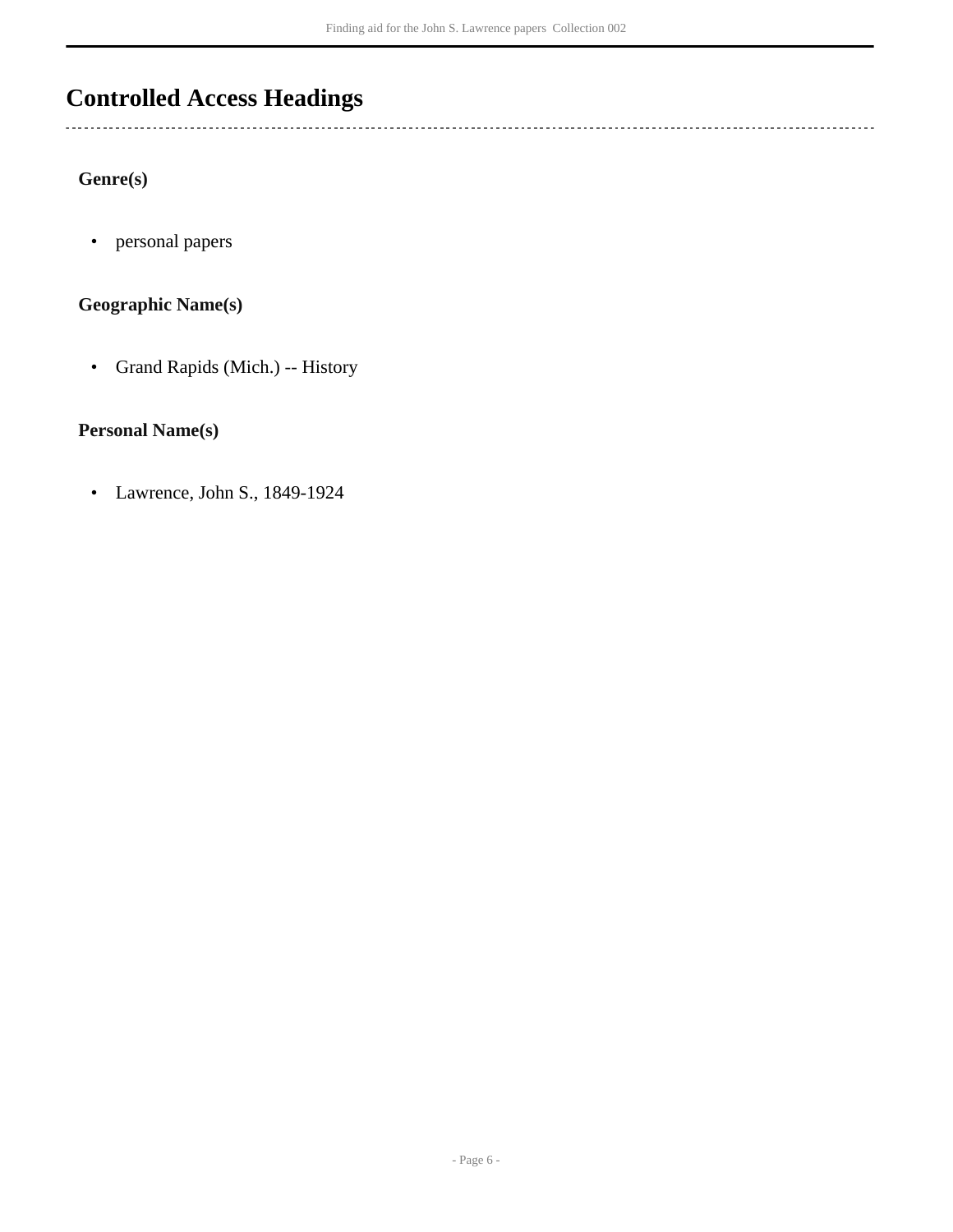## Controlled Access Headings

### Genre(s)

- personal papers

### Geographic Name(s)

- Grand Rapids (Mich.) -- History

### Personal Name(s)

- Lawrence, John S., 1849-1924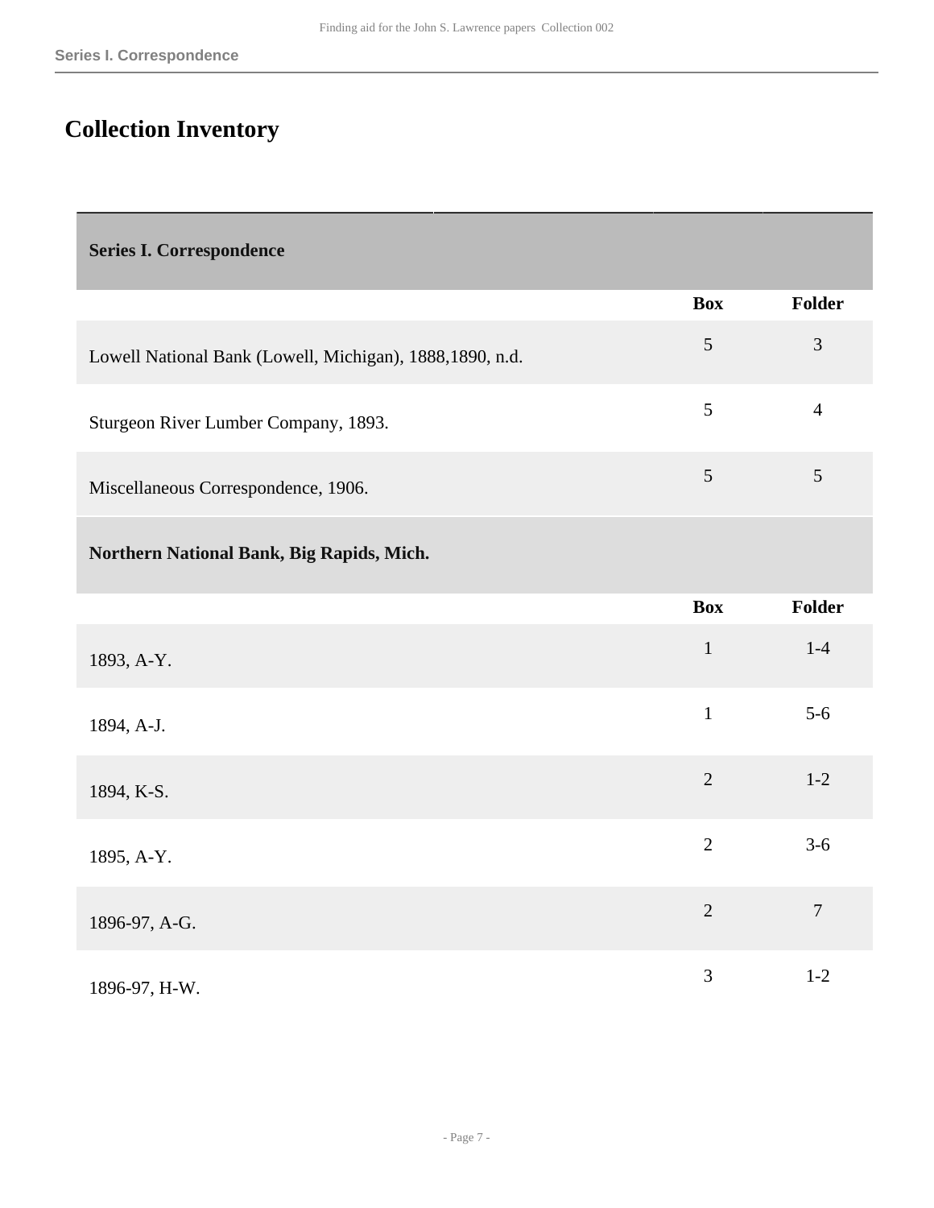# Collection Inventory

## Series I. Correspondence

| | Box | Folder |
|---|---|---|
| Lowell National Bank (Lowell, Michigan), 1888,1890, n.d. | 5 | 3 |
| Sturgeon River Lumber Company, 1893. | 5 | 4 |
| Miscellaneous Correspondence, 1906. | 5 | 5 |

### Northern National Bank, Big Rapids, Mich.

| | Box | Folder |
|---|---|---|
| 1893, A-Y. | 1 | 1-4 |
| 1894, A-J. | 1 | 5-6 |
| 1894, K-S. | 2 | 1-2 |
| 1895, A-Y. | 2 | 3-6 |
| 1896-97, A-G. | 2 | 7 |
| 1896-97, H-W. | 3 | 1-2 |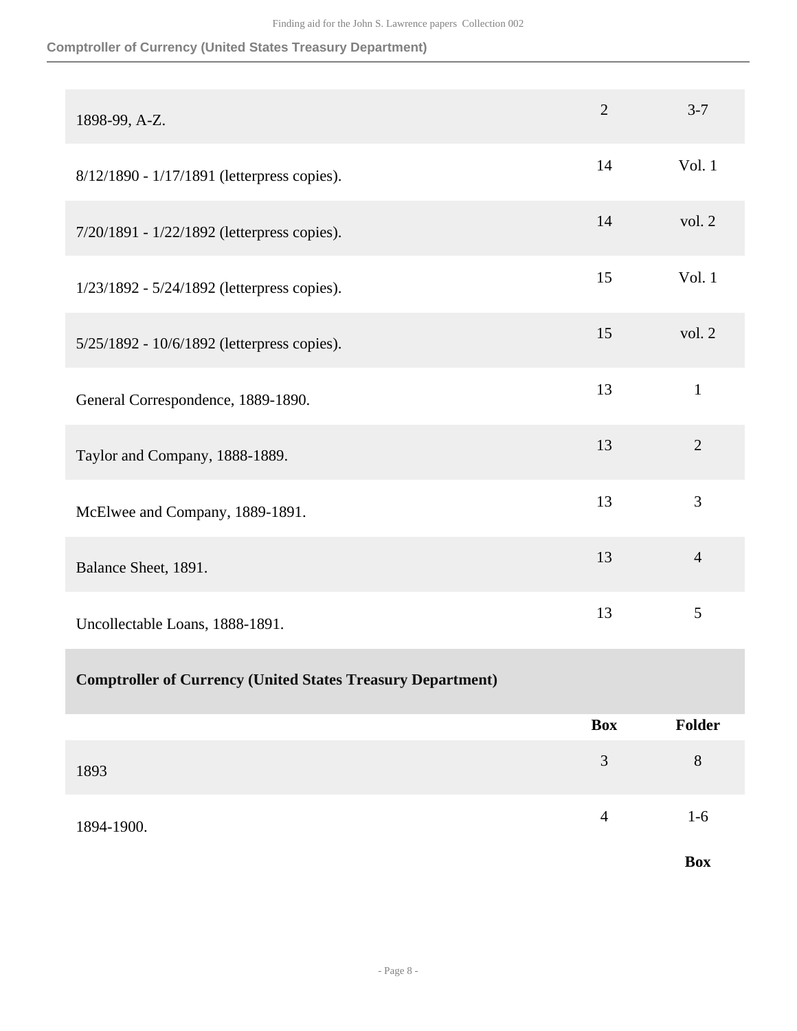| | | |
|---|---|---|
| 1898-99, A-Z. | 2 | 3-7 |
| 8/12/1890 - 1/17/1891 (letterpress copies). | 14 | Vol. 1 |
| 7/20/1891 - 1/22/1892 (letterpress copies). | 14 | vol. 2 |
| 1/23/1892 - 5/24/1892 (letterpress copies). | 15 | Vol. 1 |
| 5/25/1892 - 10/6/1892 (letterpress copies). | 15 | vol. 2 |
| General Correspondence, 1889-1890. | 13 | 1 |
| Taylor and Company, 1888-1889. | 13 | 2 |
| McElwee and Company, 1889-1891. | 13 | 3 |
| Balance Sheet, 1891. | 13 | 4 |
| Uncollectable Loans, 1888-1891. | 13 | 5 |

**Comptroller of Currency (United States Treasury Department)**

| | Box | Folder |
|---|---|---|
| 1893 | 3 | 8 |
| 1894-1900. | 4 | 1-6 |

**Box**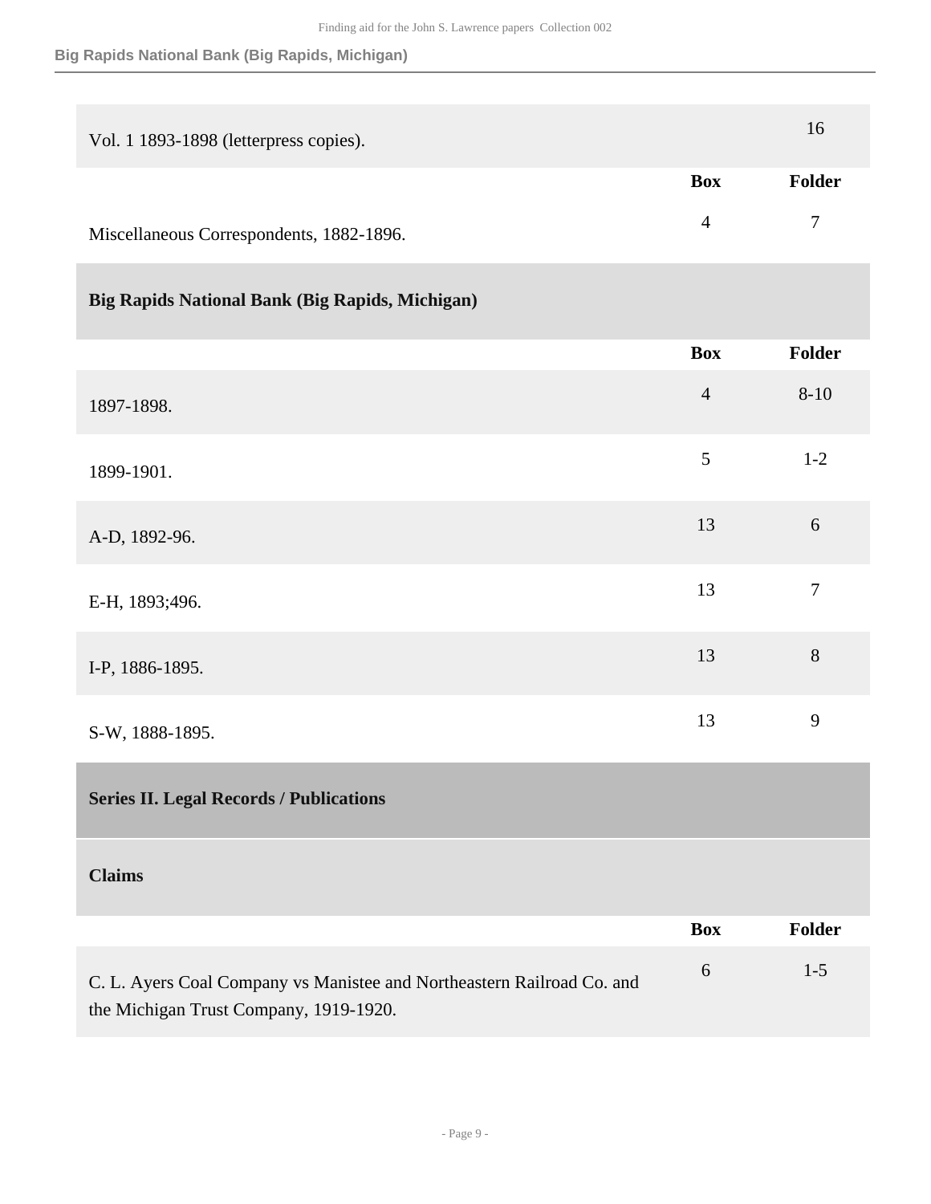| | Box | Folder |
|---|---|---|
| Vol. 1 1893-1898 (letterpress copies). | | 16 |

| | Box | Folder |
|---|---|---|
| Miscellaneous Correspondents, 1882-1896. | 4 | 7 |

### Big Rapids National Bank (Big Rapids, Michigan)

| | Box | Folder |
|---|---|---|
| 1897-1898. | 4 | 8-10 |
| 1899-1901. | 5 | 1-2 |
| A-D, 1892-96. | 13 | 6 |
| E-H, 1893;496. | 13 | 7 |
| I-P, 1886-1895. | 13 | 8 |
| S-W, 1888-1895. | 13 | 9 |

## Series II. Legal Records / Publications

### Claims

| | Box | Folder |
|---|---|---|
| C. L. Ayers Coal Company vs Manistee and Northeastern Railroad Co. and the Michigan Trust Company, 1919-1920. | 6 | 1-5 |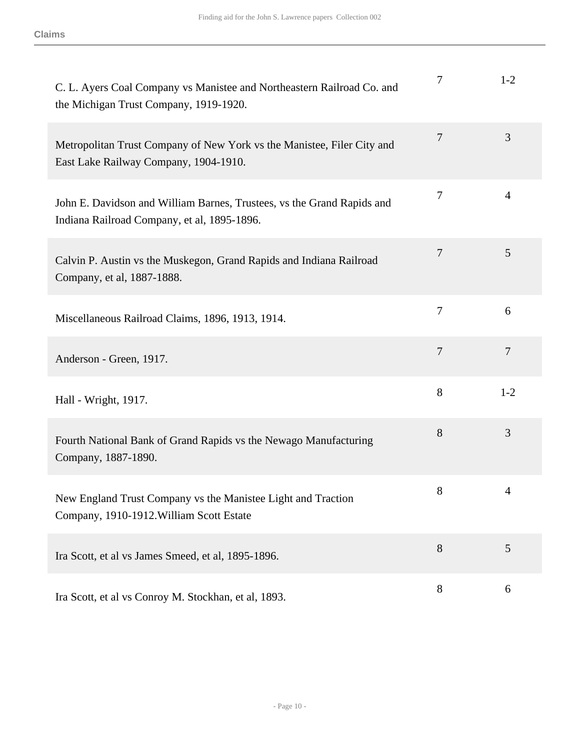| | | |
|---|---|---|
| C. L. Ayers Coal Company vs Manistee and Northeastern Railroad Co. and the Michigan Trust Company, 1919-1920. | 7 | 1-2 |
| Metropolitan Trust Company of New York vs the Manistee, Filer City and East Lake Railway Company, 1904-1910. | 7 | 3 |
| John E. Davidson and William Barnes, Trustees, vs the Grand Rapids and Indiana Railroad Company, et al, 1895-1896. | 7 | 4 |
| Calvin P. Austin vs the Muskegon, Grand Rapids and Indiana Railroad Company, et al, 1887-1888. | 7 | 5 |
| Miscellaneous Railroad Claims, 1896, 1913, 1914. | 7 | 6 |
| Anderson - Green, 1917. | 7 | 7 |
| Hall - Wright, 1917. | 8 | 1-2 |
| Fourth National Bank of Grand Rapids vs the Newago Manufacturing Company, 1887-1890. | 8 | 3 |
| New England Trust Company vs the Manistee Light and Traction Company, 1910-1912.William Scott Estate | 8 | 4 |
| Ira Scott, et al vs James Smeed, et al, 1895-1896. | 8 | 5 |
| Ira Scott, et al vs Conroy M. Stockhan, et al, 1893. | 8 | 6 |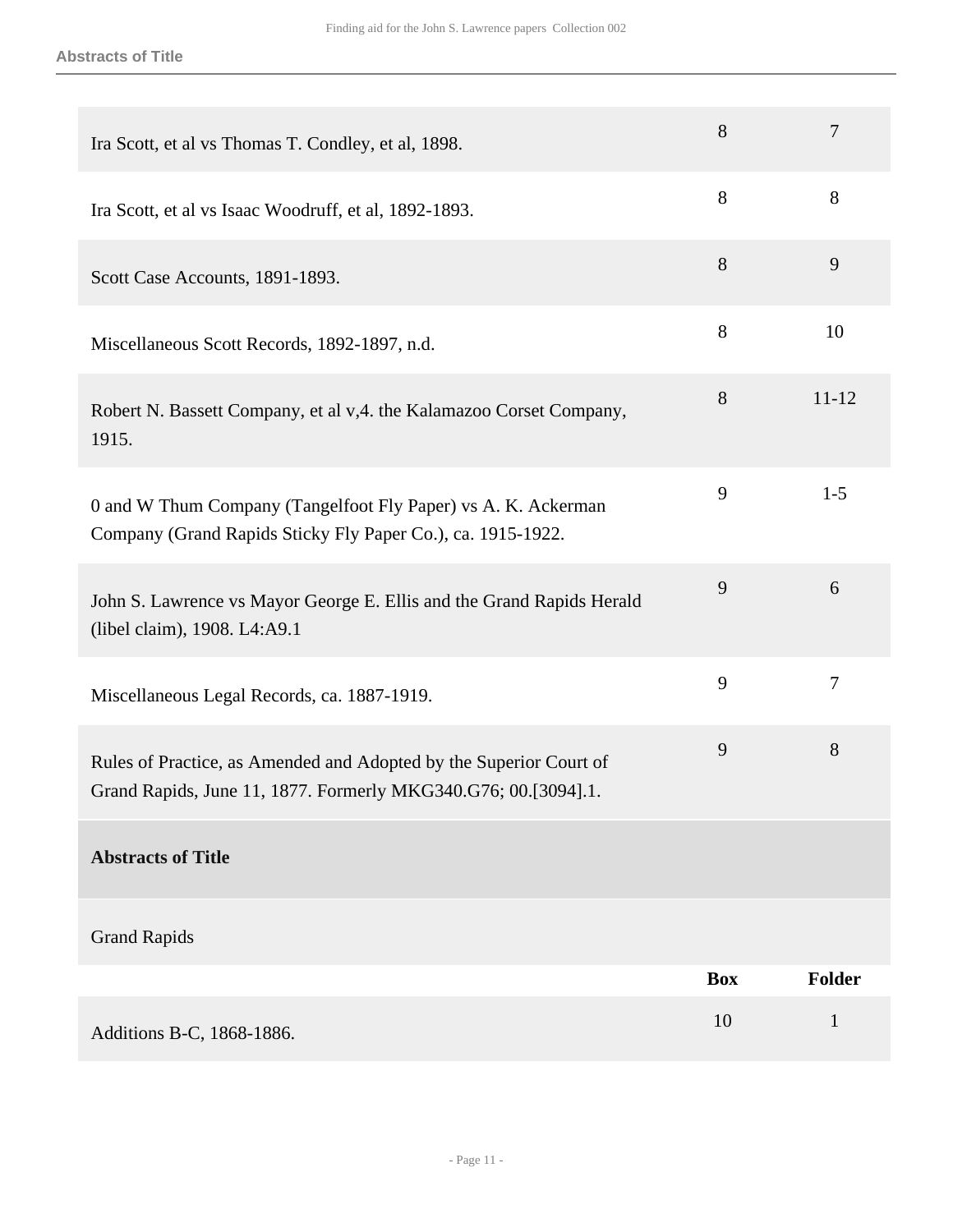| | Box | Folder |
|---|---|---|
| Ira Scott, et al vs Thomas T. Condley, et al, 1898. | 8 | 7 |
| Ira Scott, et al vs Isaac Woodruff, et al, 1892-1893. | 8 | 8 |
| Scott Case Accounts, 1891-1893. | 8 | 9 |
| Miscellaneous Scott Records, 1892-1897, n.d. | 8 | 10 |
| Robert N. Bassett Company, et al v,4. the Kalamazoo Corset Company, 1915. | 8 | 11-12 |
| 0 and W Thum Company (Tangelfoot Fly Paper) vs A. K. Ackerman Company (Grand Rapids Sticky Fly Paper Co.), ca. 1915-1922. | 9 | 1-5 |
| John S. Lawrence vs Mayor George E. Ellis and the Grand Rapids Herald (libel claim), 1908. L4:A9.1 | 9 | 6 |
| Miscellaneous Legal Records, ca. 1887-1919. | 9 | 7 |
| Rules of Practice, as Amended and Adopted by the Superior Court of Grand Rapids, June 11, 1877. Formerly MKG340.G76; 00.[3094].1. | 9 | 8 |

## Abstracts of Title

### Grand Rapids

| | Box | Folder |
|---|---|---|
| Additions B-C, 1868-1886. | 10 | 1 |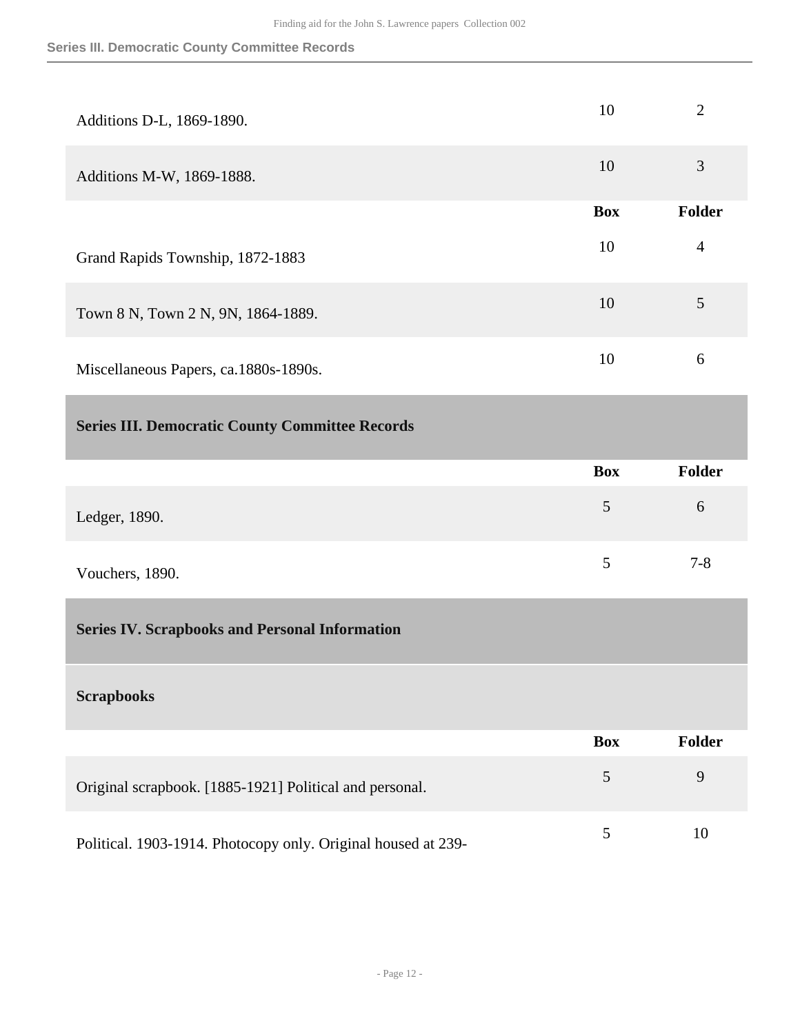| | Box | Folder |
|---|---|---|
| Additions D-L, 1869-1890. | 10 | 2 |
| Additions M-W, 1869-1888. | 10 | 3 |

| | Box | Folder |
|---|---|---|
| Grand Rapids Township, 1872-1883 | 10 | 4 |
| Town 8 N, Town 2 N, 9N, 1864-1889. | 10 | 5 |
| Miscellaneous Papers, ca.1880s-1890s. | 10 | 6 |

## Series III. Democratic County Committee Records

| | Box | Folder |
|---|---|---|
| Ledger, 1890. | 5 | 6 |
| Vouchers, 1890. | 5 | 7-8 |

## Series IV. Scrapbooks and Personal Information

### Scrapbooks

| | Box | Folder |
|---|---|---|
| Original scrapbook. [1885-1921] Political and personal. | 5 | 9 |
| Political. 1903-1914. Photocopy only. Original housed at 239- | 5 | 10 |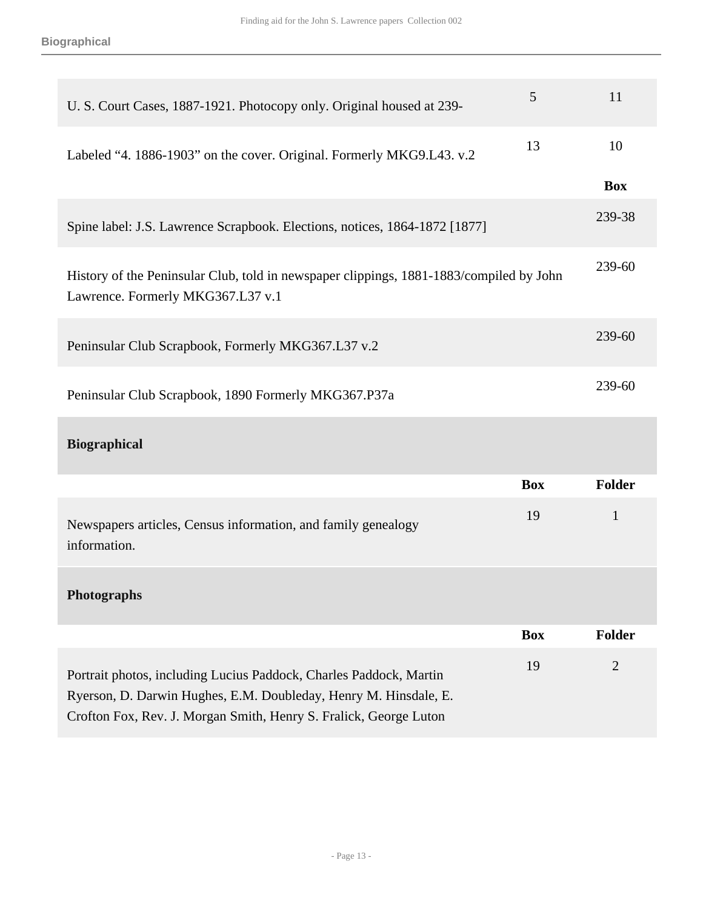| | Box | Folder |
|---|---|---|
| U. S. Court Cases, 1887-1921. Photocopy only. Original housed at 239- | 5 | 11 |
| Labeled “4. 1886-1903” on the cover. Original. Formerly MKG9.L43. v.2 | 13 | 10 |

| | Box |
|---|---|
| Spine label: J.S. Lawrence Scrapbook. Elections, notices, 1864-1872 [1877] | 239-38 |
| History of the Peninsular Club, told in newspaper clippings, 1881-1883/compiled by John Lawrence. Formerly MKG367.L37 v.1 | 239-60 |
| Peninsular Club Scrapbook, Formerly MKG367.L37 v.2 | 239-60 |
| Peninsular Club Scrapbook, 1890 Formerly MKG367.P37a | 239-60 |

## Biographical

| | Box | Folder |
|---|---|---|
| Newspapers articles, Census information, and family genealogy information. | 19 | 1 |

## Photographs

| | Box | Folder |
|---|---|---|
| Portrait photos, including Lucius Paddock, Charles Paddock, Martin Ryerson, D. Darwin Hughes, E.M. Doubleday, Henry M. Hinsdale, E. Crofton Fox, Rev. J. Morgan Smith, Henry S. Fralick, George Luton | 19 | 2 |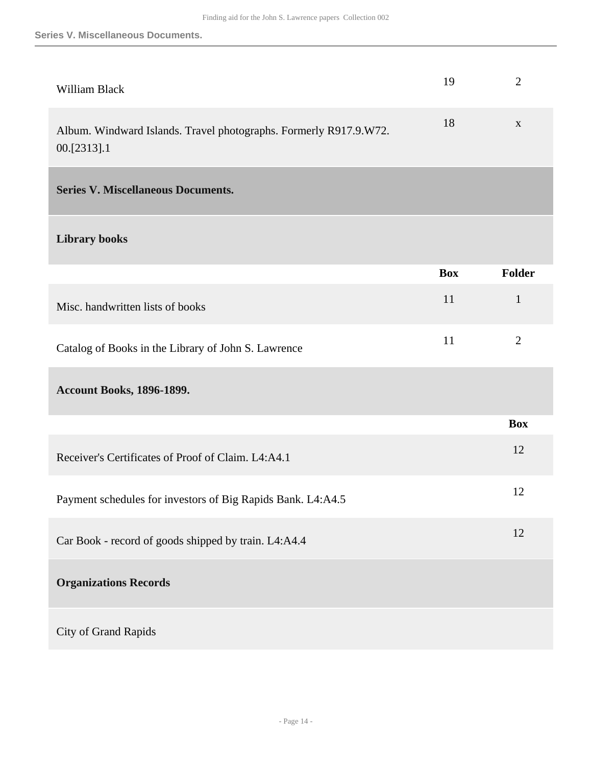| | Box | Folder |
|---|---|---|
| William Black | 19 | 2 |
| Album. Windward Islands. Travel photographs. Formerly R917.9.W72. 00.[2313].1 | 18 | x |

## Series V. Miscellaneous Documents.

### Library books

| | Box | Folder |
|---|---|---|
| Misc. handwritten lists of books | 11 | 1 |
| Catalog of Books in the Library of John S. Lawrence | 11 | 2 |

### Account Books, 1896-1899.

| | Box |
|---|---|
| Receiver's Certificates of Proof of Claim. L4:A4.1 | 12 |
| Payment schedules for investors of Big Rapids Bank. L4:A4.5 | 12 |
| Car Book - record of goods shipped by train. L4:A4.4 | 12 |

### Organizations Records

City of Grand Rapids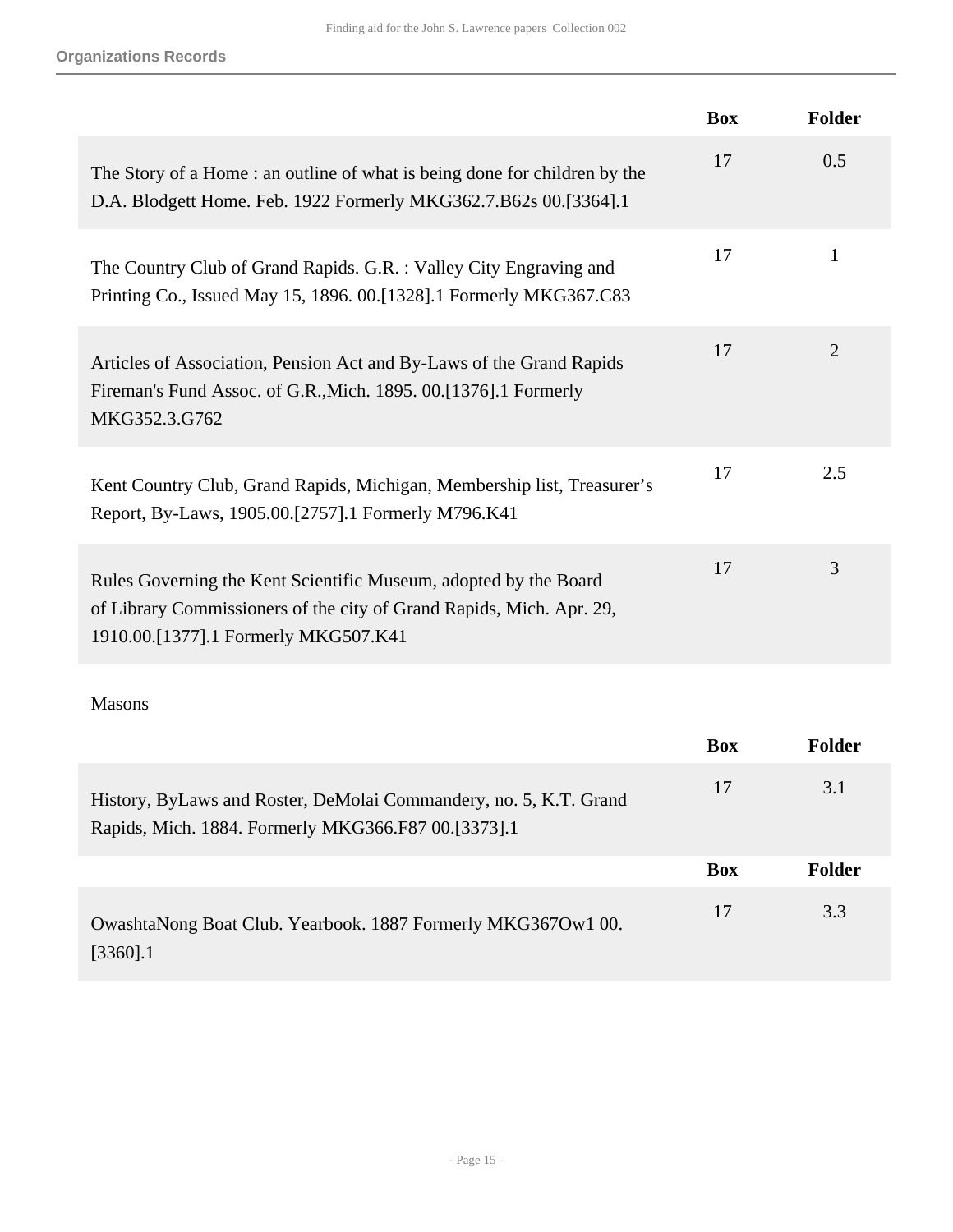**Organizations Records**

| | Box | Folder |
|---|---|---|
| The Story of a Home : an outline of what is being done for children by the D.A. Blodgett Home. Feb. 1922 Formerly MKG362.7.B62s 00.[3364].1 | 17 | 0.5 |
| The Country Club of Grand Rapids. G.R. : Valley City Engraving and Printing Co., Issued May 15, 1896. 00.[1328].1 Formerly MKG367.C83 | 17 | 1 |
| Articles of Association, Pension Act and By-Laws of the Grand Rapids Fireman's Fund Assoc. of G.R.,Mich. 1895. 00.[1376].1 Formerly MKG352.3.G762 | 17 | 2 |
| Kent Country Club, Grand Rapids, Michigan, Membership list, Treasurer's Report, By-Laws, 1905.00.[2757].1 Formerly M796.K41 | 17 | 2.5 |
| Rules Governing the Kent Scientific Museum, adopted by the Board of Library Commissioners of the city of Grand Rapids, Mich. Apr. 29, 1910.00.[1377].1 Formerly MKG507.K41 | 17 | 3 |

Masons

| | Box | Folder |
|---|---|---|
| History, ByLaws and Roster, DeMolai Commandery, no. 5, K.T. Grand Rapids, Mich. 1884. Formerly MKG366.F87 00.[3373].1 | 17 | 3.1 |

| | Box | Folder |
|---|---|---|
| OwashtaNong Boat Club. Yearbook. 1887 Formerly MKG367Ow1 00.[3360].1 | 17 | 3.3 |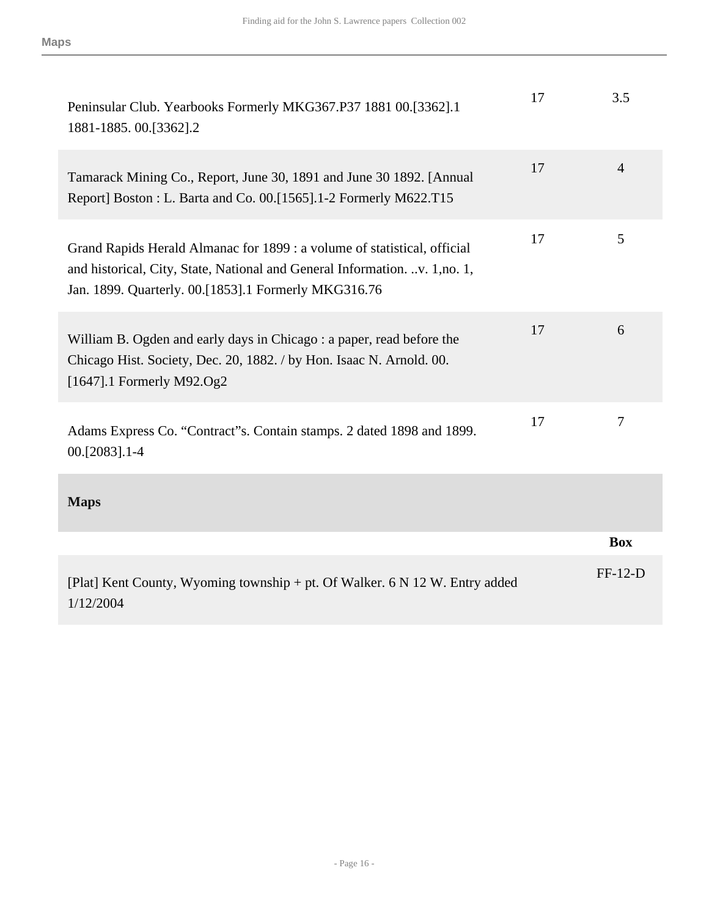| | | |
|---|---|---|
| Peninsular Club. Yearbooks Formerly MKG367.P37 1881 00.[3362].1 1881-1885. 00.[3362].2 | 17 | 3.5 |
| Tamarack Mining Co., Report, June 30, 1891 and June 30 1892. [Annual Report] Boston : L. Barta and Co. 00.[1565].1-2 Formerly M622.T15 | 17 | 4 |
| Grand Rapids Herald Almanac for 1899 : a volume of statistical, official and historical, City, State, National and General Information. ..v. 1,no. 1, Jan. 1899. Quarterly. 00.[1853].1 Formerly MKG316.76 | 17 | 5 |
| William B. Ogden and early days in Chicago : a paper, read before the Chicago Hist. Society, Dec. 20, 1882. / by Hon. Isaac N. Arnold. 00.[1647].1 Formerly M92.Og2 | 17 | 6 |
| Adams Express Co. “Contract”s. Contain stamps. 2 dated 1898 and 1899. 00.[2083].1-4 | 17 | 7 |

## Maps

| | Box |
|---|---|
| [Plat] Kent County, Wyoming township + pt. Of Walker. 6 N 12 W. Entry added 1/12/2004 | FF-12-D |